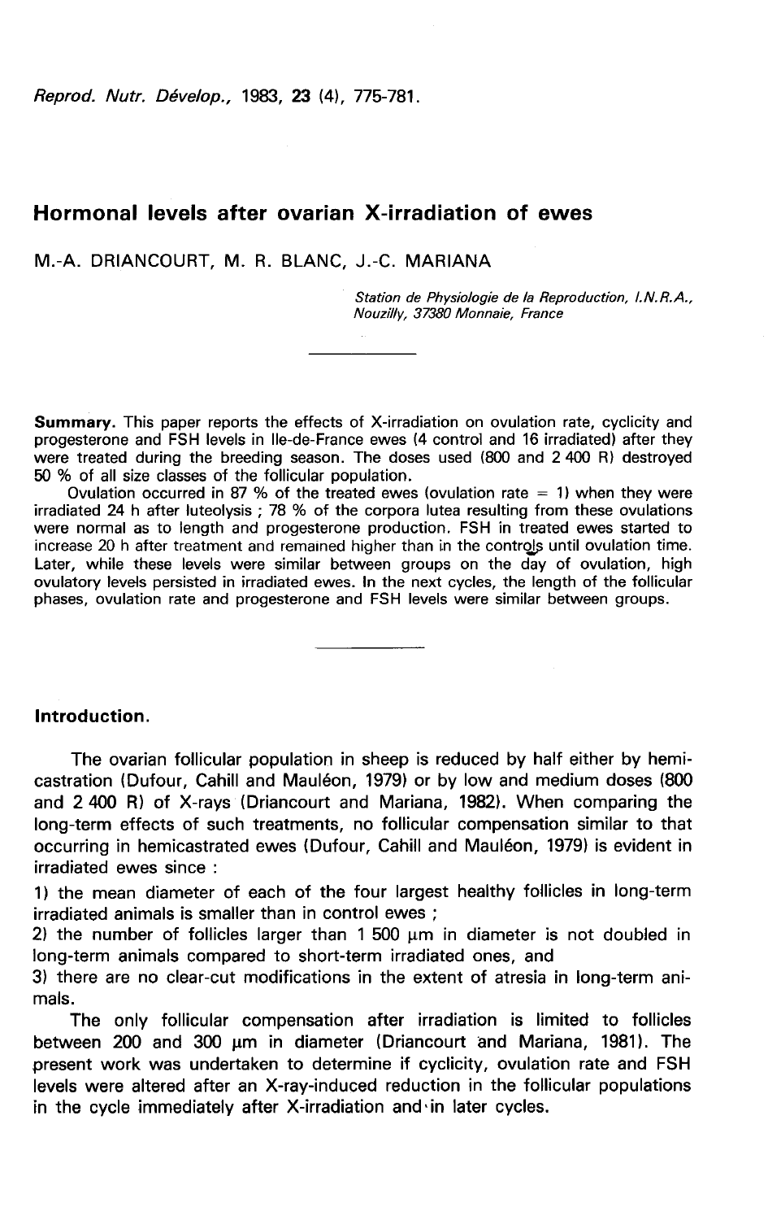# Hormonal levels after ovarian X-irradiation of ewes

M.-A. DRIANCOURT, M. R. BLANC, J.-C. MARIANA

*Station de Physiologie de la Reproduction, I.N.R.A., Nouzilly, 37380 Monnaie, France*

**Summary.** This paper reports the effects of X-irradiation on ovulation rate, cyclicity and progesterone and FSH levels in Ile-de-France ewes (4 control and 16 irradiated) after they were treated during the breeding season. The doses used (800 and 2 400 R) destroyed 50 % of all size classes of the follicular population.

Ovulation occurred in 87 % of the treated ewes (ovulation rate = 1) when they were irradiated 24 h after luteolysis ; 78 % of the corpora lutea resulting from these ovulations were normal as to length and progesterone production. FSH in treated ewes started to increase 20 h after treatment and remained higher than in the controls until ovulation time. Later, while these levels were similar between groups on the day of ovulation, high ovulatory levels persisted in irradiated ewes. In the next cycles, the length of the follicular phases, ovulation rate and progesterone and FSH levels were similar between groups.

## Introduction.

The ovarian follicular population in sheep is reduced by half either by hemicastration (Dufour, Cahill and Mauléon, 1979) or by low and medium doses (800 and 2 400 R) of X-rays (Driancourt and Mariana, 1982). When comparing the long-term effects of such treatments, no follicular compensation similar to that occurring in hemicastrated ewes (Dufour, Cahill and Mauléon, 1979) is evident in irradiated ewes since :

1) the mean diameter of each of the four largest healthy follicles in long-term irradiated animals is smaller than in control ewes ;

2) the number of follicles larger than 1 500 µm in diameter is not doubled in long-term animals compared to short-term irradiated ones, and

3) there are no clear-cut modifications in the extent of atresia in long-term animals.

The only follicular compensation after irradiation is limited to follicles between 200 and 300 µm in diameter (Driancourt and Mariana, 1981). The present work was undertaken to determine if cyclicity, ovulation rate and FSH levels were altered after an X-ray-induced reduction in the follicular populations in the cycle immediately after X-irradiation and in later cycles.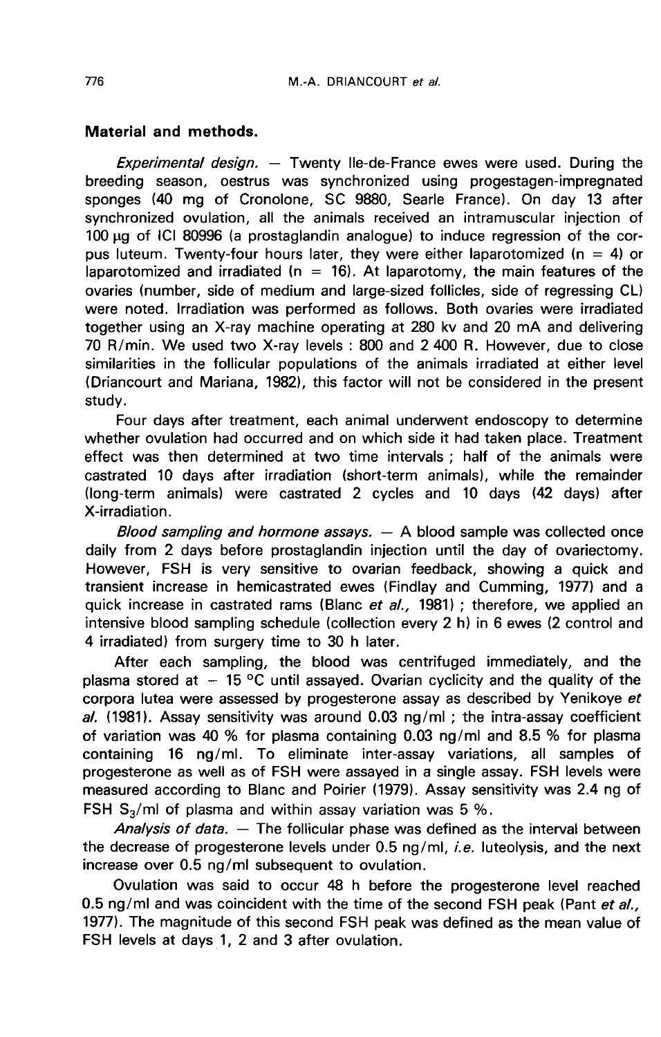## Material and methods.

*Experimental design.* — Twenty Ile-de-France ewes were used. During the breeding season, oestrus was synchronized using progestagen-impregnated sponges (40 mg of Cronolone, SC 9880, Searle France). On day 13 after synchronized ovulation, all the animals received an intramuscular injection of 100 μg of ICI 80996 (a prostaglandin analogue) to induce regression of the corpus luteum. Twenty-four hours later, they were either laparotomized (n = 4) or laparotomized and irradiated (n = 16). At laparotomy, the main features of the ovaries (number, side of medium and large-sized follicles, side of regressing CL) were noted. Irradiation was performed as follows. Both ovaries were irradiated together using an X-ray machine operating at 280 kv and 20 mA and delivering 70 R/min. We used two X-ray levels : 800 and 2 400 R. However, due to close similarities in the follicular populations of the animals irradiated at either level (Driancourt and Mariana, 1982), this factor will not be considered in the present study.

Four days after treatment, each animal underwent endoscopy to determine whether ovulation had occurred and on which side it had taken place. Treatment effect was then determined at two time intervals ; half of the animals were castrated 10 days after irradiation (short-term animals), while the remainder (long-term animals) were castrated 2 cycles and 10 days (42 days) after X-irradiation.

*Blood sampling and hormone assays.* — A blood sample was collected once daily from 2 days before prostaglandin injection until the day of ovariectomy. However, FSH is very sensitive to ovarian feedback, showing a quick and transient increase in hemicastrated ewes (Findlay and Cumming, 1977) and a quick increase in castrated rams (Blanc *et al.*, 1981) ; therefore, we applied an intensive blood sampling schedule (collection every 2 h) in 6 ewes (2 control and 4 irradiated) from surgery time to 30 h later.

After each sampling, the blood was centrifuged immediately, and the plasma stored at − 15 °C until assayed. Ovarian cyclicity and the quality of the corpora lutea were assessed by progesterone assay as described by Yenikoye *et al.* (1981). Assay sensitivity was around 0.03 ng/ml ; the intra-assay coefficient of variation was 40 % for plasma containing 0.03 ng/ml and 8.5 % for plasma containing 16 ng/ml. To eliminate inter-assay variations, all samples of progesterone as well as of FSH were assayed in a single assay. FSH levels were measured according to Blanc and Poirier (1979). Assay sensitivity was 2.4 ng of FSH $S_3$/ml of plasma and within assay variation was 5 %.

*Analysis of data.* — The follicular phase was defined as the interval between the decrease of progesterone levels under 0.5 ng/ml, *i.e.* luteolysis, and the next increase over 0.5 ng/ml subsequent to ovulation.

Ovulation was said to occur 48 h before the progesterone level reached 0.5 ng/ml and was coincident with the time of the second FSH peak (Pant *et al.*, 1977). The magnitude of this second FSH peak was defined as the mean value of FSH levels at days 1, 2 and 3 after ovulation.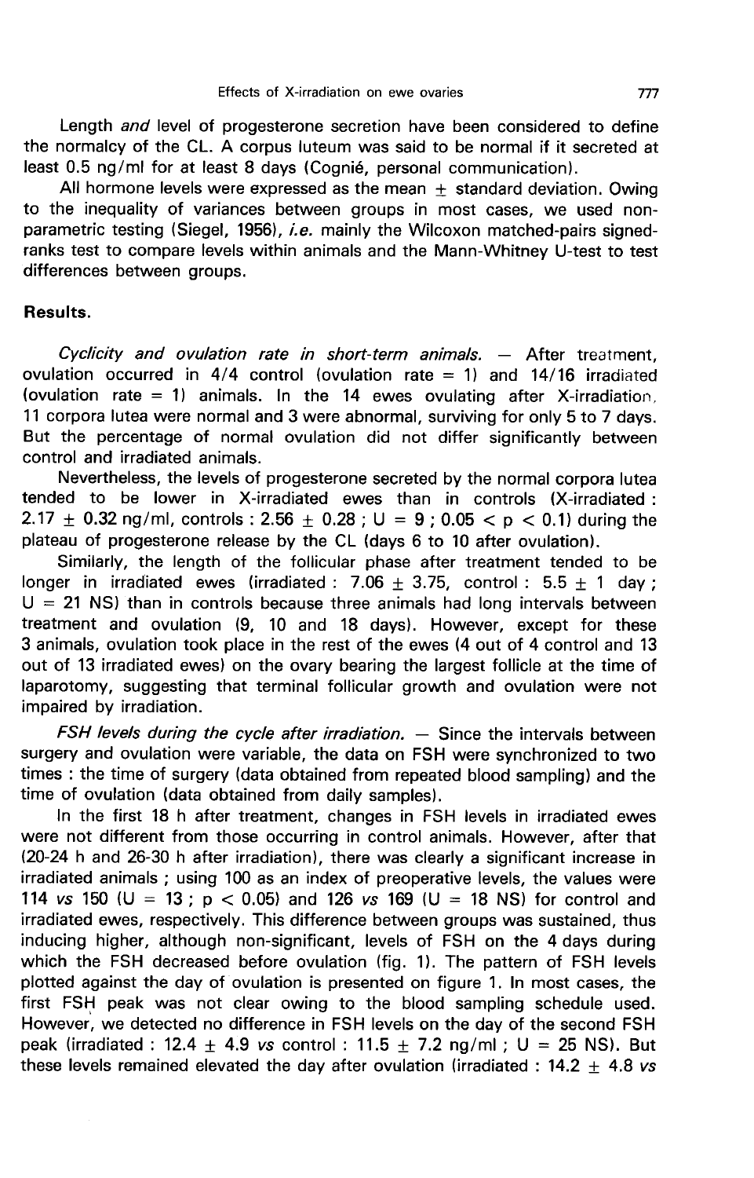Length *and* level of progesterone secretion have been considered to define the normalcy of the CL. A corpus luteum was said to be normal if it secreted at least 0.5 ng/ml for at least 8 days (Cognié, personal communication).

All hormone levels were expressed as the mean $\pm$ standard deviation. Owing to the inequality of variances between groups in most cases, we used non-parametric testing (Siegel, 1956), *i.e.* mainly the Wilcoxon matched-pairs signed-ranks test to compare levels within animals and the Mann-Whitney U-test to test differences between groups.

## Results.

*Cyclicity and ovulation rate in short-term animals.* — After treatment, ovulation occurred in 4/4 control (ovulation rate = 1) and 14/16 irradiated (ovulation rate = 1) animals. In the 14 ewes ovulating after X-irradiation, 11 corpora lutea were normal and 3 were abnormal, surviving for only 5 to 7 days. But the percentage of normal ovulation did not differ significantly between control and irradiated animals.

Nevertheless, the levels of progesterone secreted by the normal corpora lutea tended to be lower in X-irradiated ewes than in controls (X-irradiated : 2.17 $\pm$ 0.32 ng/ml, controls : 2.56 $\pm$ 0.28 ; $U = 9$ ; $0.05 < p < 0.1$) during the plateau of progesterone release by the CL (days 6 to 10 after ovulation).

Similarly, the length of the follicular phase after treatment tended to be longer in irradiated ewes (irradiated : 7.06 $\pm$ 3.75, control : 5.5 $\pm$ 1 day ; $U = 21$ NS) than in controls because three animals had long intervals between treatment and ovulation (9, 10 and 18 days). However, except for these 3 animals, ovulation took place in the rest of the ewes (4 out of 4 control and 13 out of 13 irradiated ewes) on the ovary bearing the largest follicle at the time of laparotomy, suggesting that terminal follicular growth and ovulation were not impaired by irradiation.

*FSH levels during the cycle after irradiation.* — Since the intervals between surgery and ovulation were variable, the data on FSH were synchronized to two times : the time of surgery (data obtained from repeated blood sampling) and the time of ovulation (data obtained from daily samples).

In the first 18 h after treatment, changes in FSH levels in irradiated ewes were not different from those occurring in control animals. However, after that (20-24 h and 26-30 h after irradiation), there was clearly a significant increase in irradiated animals ; using 100 as an index of preoperative levels, the values were 114 *vs* 150 ($U = 13$ ; $p < 0.05$) and 126 *vs* 169 ($U = 18$ NS) for control and irradiated ewes, respectively. This difference between groups was sustained, thus inducing higher, although non-significant, levels of FSH on the 4 days during which the FSH decreased before ovulation (fig. 1). The pattern of FSH levels plotted against the day of ovulation is presented on figure 1. In most cases, the first FSH peak was not clear owing to the blood sampling schedule used. However, we detected no difference in FSH levels on the day of the second FSH peak (irradiated : 12.4 $\pm$ 4.9 *vs* control : 11.5 $\pm$ 7.2 ng/ml ; $U = 25$ NS). But these levels remained elevated the day after ovulation (irradiated : 14.2 $\pm$ 4.8 *vs*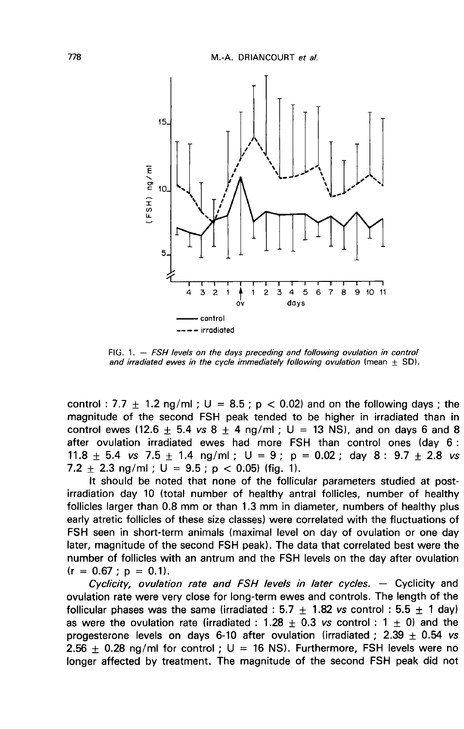FIG. 1. — *FSH levels on the days preceding and following ovulation in control and irradiated ewes in the cycle immediately following ovulation* (mean ± SD).

control : 7.7 ± 1.2 ng/ml ; $U = 8.5$ ; $p < 0.02$) and on the following days ; the magnitude of the second FSH peak tended to be higher in irradiated than in control ewes (12.6 ± 5.4 *vs* 8 ± 4 ng/ml ; $U = 13$ NS), and on days 6 and 8 after ovulation irradiated ewes had more FSH than control ones (day 6 : 11.8 ± 5.4 *vs* 7.5 ± 1.4 ng/ml ; $U = 9$ ; $p = 0.02$ ; day 8 : 9.7 ± 2.8 *vs* 7.2 ± 2.3 ng/ml ; $U = 9.5$ ; $p < 0.05$) (fig. 1).

It should be noted that none of the follicular parameters studied at post-irradiation day 10 (total number of healthy antral follicles, number of healthy follicles larger than 0.8 mm or than 1.3 mm in diameter, numbers of healthy plus early atretic follicles of these size classes) were correlated with the fluctuations of FSH seen in short-term animals (maximal level on day of ovulation or one day later, magnitude of the second FSH peak). The data that correlated best were the number of follicles with an antrum and the FSH levels on the day after ovulation ($r = 0.67$ ; $p = 0.1$).

*Cyclicity, ovulation rate and FSH levels in later cycles.* — Cyclicity and ovulation rate were very close for long-term ewes and controls. The length of the follicular phases was the same (irradiated : 5.7 ± 1.82 *vs* control : 5.5 ± 1 day) as were the ovulation rate (irradiated : 1.28 ± 0.3 *vs* control : 1 ± 0) and the progesterone levels on days 6-10 after ovulation (irradiated ; 2.39 ± 0.54 *vs* 2.56 ± 0.28 ng/ml for control ; $U = 16$ NS). Furthermore, FSH levels were no longer affected by treatment. The magnitude of the second FSH peak did not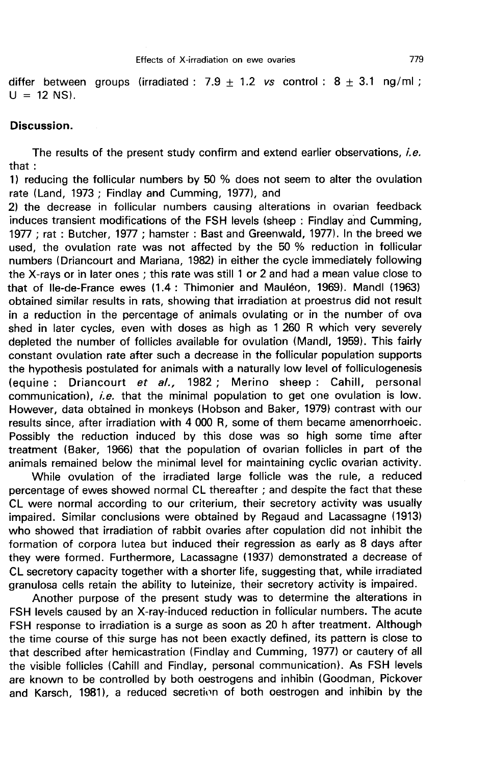differ between groups (irradiated : $7.9 \pm 1.2$ *vs* control : $8 \pm 3.1$ ng/ml ; $U = 12$ NS).

## Discussion.

The results of the present study confirm and extend earlier observations, *i.e.* that :

1) reducing the follicular numbers by 50 % does not seem to alter the ovulation rate (Land, 1973 ; Findlay and Cumming, 1977), and

2) the decrease in follicular numbers causing alterations in ovarian feedback induces transient modifications of the FSH levels (sheep : Findlay and Cumming, 1977 ; rat : Butcher, 1977 ; hamster : Bast and Greenwald, 1977). In the breed we used, the ovulation rate was not affected by the 50 % reduction in follicular numbers (Driancourt and Mariana, 1982) in either the cycle immediately following the X-rays or in later ones ; this rate was still 1 or 2 and had a mean value close to that of Ile-de-France ewes (1.4 : Thimonier and Mauléon, 1969). Mandl (1963) obtained similar results in rats, showing that irradiation at proestrus did not result in a reduction in the percentage of animals ovulating or in the number of ova shed in later cycles, even with doses as high as 1 260 R which very severely depleted the number of follicles available for ovulation (Mandl, 1959). This fairly constant ovulation rate after such a decrease in the follicular population supports the hypothesis postulated for animals with a naturally low level of folliculogenesis (equine : Driancourt *et al.*, 1982 ; Merino sheep : Cahill, personal communication), *i.e.* that the minimal population to get one ovulation is low. However, data obtained in monkeys (Hobson and Baker, 1979) contrast with our results since, after irradiation with 4 000 R, some of them became amenorrhoeic. Possibly the reduction induced by this dose was so high some time after treatment (Baker, 1966) that the population of ovarian follicles in part of the animals remained below the minimal level for maintaining cyclic ovarian activity.

While ovulation of the irradiated large follicle was the rule, a reduced percentage of ewes showed normal CL thereafter ; and despite the fact that these CL were normal according to our criterium, their secretory activity was usually impaired. Similar conclusions were obtained by Regaud and Lacassagne (1913) who showed that irradiation of rabbit ovaries after copulation did not inhibit the formation of corpora lutea but induced their regression as early as 8 days after they were formed. Furthermore, Lacassagne (1937) demonstrated a decrease of CL secretory capacity together with a shorter life, suggesting that, while irradiated granulosa cells retain the ability to luteinize, their secretory activity is impaired.

Another purpose of the present study was to determine the alterations in FSH levels caused by an X-ray-induced reduction in follicular numbers. The acute FSH response to irradiation is a surge as soon as 20 h after treatment. Although the time course of this surge has not been exactly defined, its pattern is close to that described after hemicastration (Findlay and Cumming, 1977) or cautery of all the visible follicles (Cahill and Findlay, personal communication). As FSH levels are known to be controlled by both oestrogens and inhibin (Goodman, Pickover and Karsch, 1981), a reduced secretion of both oestrogen and inhibin by the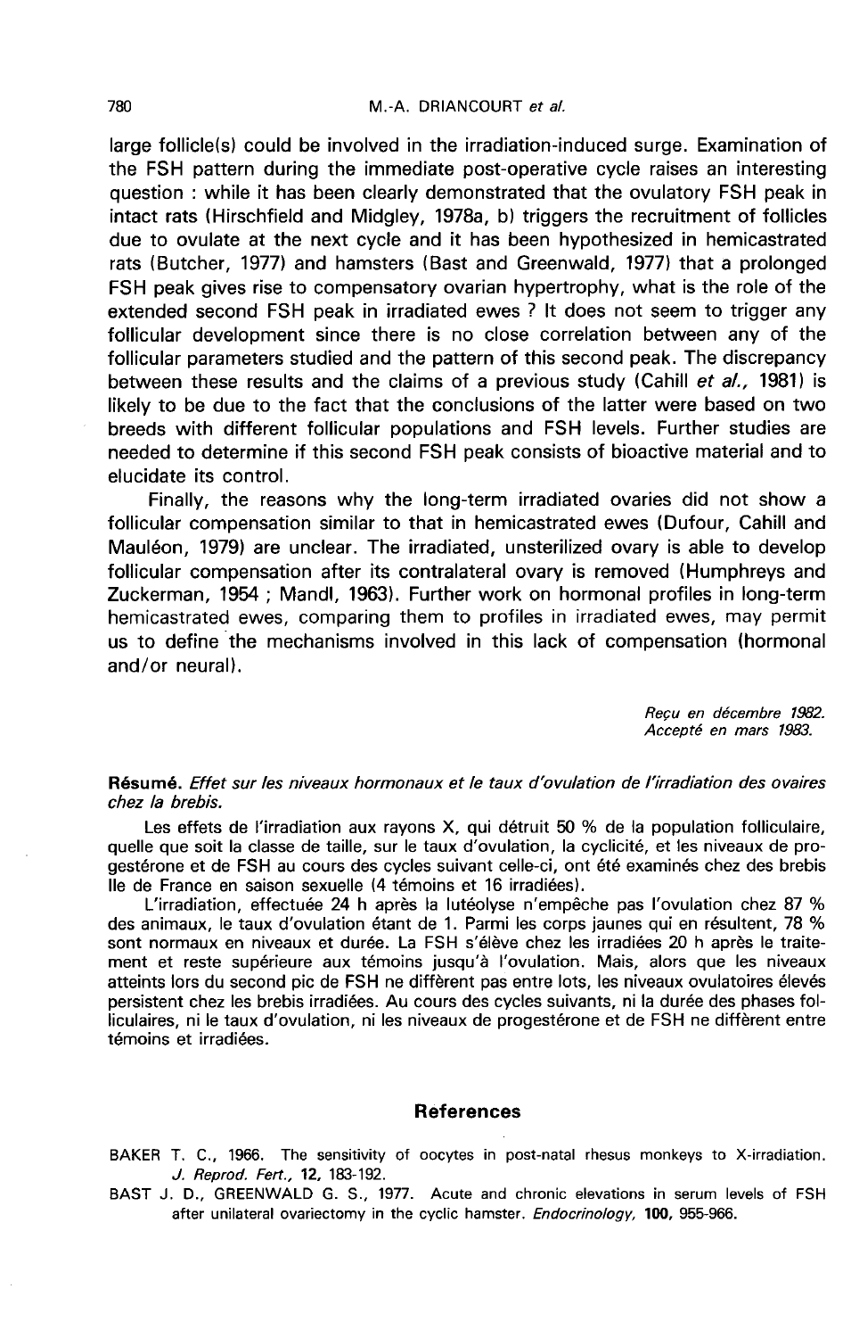large follicle(s) could be involved in the irradiation-induced surge. Examination of the FSH pattern during the immediate post-operative cycle raises an interesting question : while it has been clearly demonstrated that the ovulatory FSH peak in intact rats (Hirschfield and Midgley, 1978a, b) triggers the recruitment of follicles due to ovulate at the next cycle and it has been hypothesized in hemicastrated rats (Butcher, 1977) and hamsters (Bast and Greenwald, 1977) that a prolonged FSH peak gives rise to compensatory ovarian hypertrophy, what is the role of the extended second FSH peak in irradiated ewes ? It does not seem to trigger any follicular development since there is no close correlation between any of the follicular parameters studied and the pattern of this second peak. The discrepancy between these results and the claims of a previous study (Cahill *et al.,* 1981) is likely to be due to the fact that the conclusions of the latter were based on two breeds with different follicular populations and FSH levels. Further studies are needed to determine if this second FSH peak consists of bioactive material and to elucidate its control.

Finally, the reasons why the long-term irradiated ovaries did not show a follicular compensation similar to that in hemicastrated ewes (Dufour, Cahill and Mauléon, 1979) are unclear. The irradiated, unsterilized ovary is able to develop follicular compensation after its contralateral ovary is removed (Humphreys and Zuckerman, 1954 ; Mandl, 1963). Further work on hormonal profiles in long-term hemicastrated ewes, comparing them to profiles in irradiated ewes, may permit us to define the mechanisms involved in this lack of compensation (hormonal and/or neural).

*Reçu en décembre 1982.*
*Accepté en mars 1983.*

**Résumé.** *Effet sur les niveaux hormonaux et le taux d'ovulation de l'irradiation des ovaires chez la brebis.*

Les effets de l'irradiation aux rayons X, qui détruit 50 % de la population folliculaire, quelle que soit la classe de taille, sur le taux d'ovulation, la cyclicité, et les niveaux de progestérone et de FSH au cours des cycles suivant celle-ci, ont été examinés chez des brebis Ile de France en saison sexuelle (4 témoins et 16 irradiées).

L'irradiation, effectuée 24 h après la lutéolyse n'empêche pas l'ovulation chez 87 % des animaux, le taux d'ovulation étant de 1. Parmi les corps jaunes qui en résultent, 78 % sont normaux en niveaux et durée. La FSH s'élève chez les irradiées 20 h après le traitement et reste supérieure aux témoins jusqu'à l'ovulation. Mais, alors que les niveaux atteints lors du second pic de FSH ne diffèrent pas entre lots, les niveaux ovulatoires élevés persistent chez les brebis irradiées. Au cours des cycles suivants, ni la durée des phases folliculaires, ni le taux d'ovulation, ni les niveaux de progestérone et de FSH ne diffèrent entre témoins et irradiées.

## References

BAKER T. C., 1966. The sensitivity of oocytes in post-natal rhesus monkeys to X-irradiation. *J. Reprod. Fert.,* **12,** 183-192.

BAST J. D., GREENWALD G. S., 1977. Acute and chronic elevations in serum levels of FSH after unilateral ovariectomy in the cyclic hamster. *Endocrinology,* **100,** 955-966.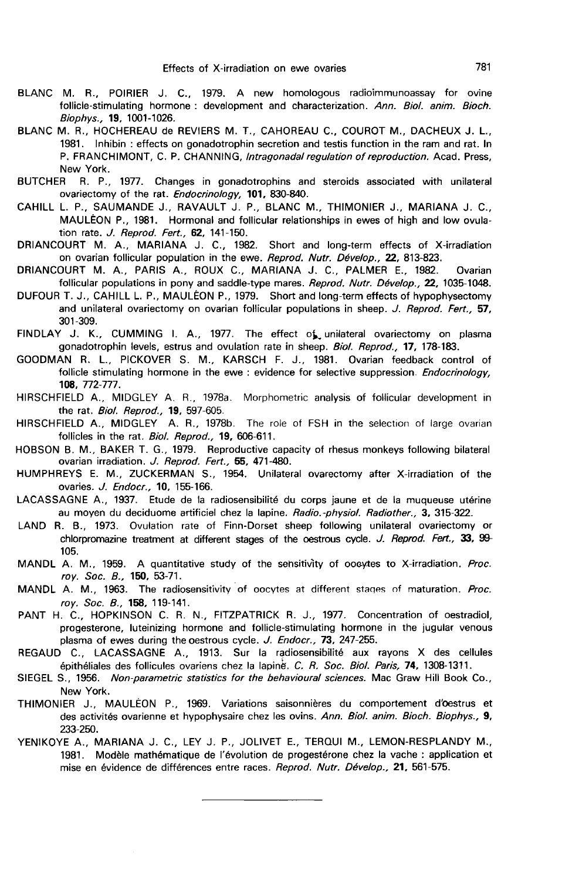BLANC M. R., POIRIER J. C., 1979. A new homologous radioimmunoassay for ovine follicle-stimulating hormone : development and characterization. *Ann. Biol. anim. Bioch. Biophys.*, **19**, 1001-1026.

BLANC M. R., HOCHEREAU de REVIERS M. T., CAHOREAU C., COUROT M., DACHEUX J. L., 1981. Inhibin : effects on gonadotrophin secretion and testis function in the ram and rat. In P. FRANCHIMONT, C. P. CHANNING, *Intragonadal regulation of reproduction.* Acad. Press, New York.

BUTCHER R. P., 1977. Changes in gonadotrophins and steroids associated with unilateral ovariectomy of the rat. *Endocrinology*, **101**, 830-840.

CAHILL L. P., SAUMANDE J., RAVAULT J. P., BLANC M., THIMONIER J., MARIANA J. C., MAULÉON P., 1981. Hormonal and follicular relationships in ewes of high and low ovulation rate. *J. Reprod. Fert.*, **62**, 141-150.

DRIANCOURT M. A., MARIANA J. C., 1982. Short and long-term effects of X-irradiation on ovarian follicular population in the ewe. *Reprod. Nutr. Dévelop.*, **22**, 813-823.

DRIANCOURT M. A., PARIS A., ROUX C., MARIANA J. C., PALMER E., 1982. Ovarian follicular populations in pony and saddle-type mares. *Reprod. Nutr. Dévelop.*, **22**, 1035-1048.

DUFOUR T. J., CAHILL L. P., MAULÉON P., 1979. Short and long-term effects of hypophysectomy and unilateral ovariectomy on ovarian follicular populations in sheep. *J. Reprod. Fert.*, **57**, 301-309.

FINDLAY J. K., CUMMING I. A., 1977. The effect of unilateral ovariectomy on plasma gonadotrophin levels, estrus and ovulation rate in sheep. *Biol. Reprod.*, **17**, 178-183.

GOODMAN R. L., PICKOVER S. M., KARSCH F. J., 1981. Ovarian feedback control of follicle stimulating hormone in the ewe : evidence for selective suppression. *Endocrinology*, **108**, 772-777.

HIRSCHFIELD A., MIDGLEY A. R., 1978a. Morphometric analysis of follicular development in the rat. *Biol. Reprod.*, **19**, 597-605.

HIRSCHFIELD A., MIDGLEY A. R., 1978b. The role of FSH in the selection of large ovarian follicles in the rat. *Biol. Reprod.*, **19**, 606-611.

HOBSON B. M., BAKER T. G., 1979. Reproductive capacity of rhesus monkeys following bilateral ovarian irradiation. *J. Reprod. Fert.*, **55**, 471-480.

HUMPHREYS E. M., ZUCKERMAN S., 1954. Unilateral ovarectomy after X-irradiation of the ovaries. *J. Endocr.*, **10**, 155-166.

LACASSAGNE A., 1937. Etude de la radiosensibilité du corps jaune et de la muqueuse utérine au moyen du deciduome artificiel chez la lapine. *Radio.-physiol. Radiother.*, **3**, 315-322.

LAND R. B., 1973. Ovulation rate of Finn-Dorset sheep following unilateral ovariectomy or chlorpromazine treatment at different stages of the oestrous cycle. *J. Reprod. Fert.*, **33**, 99-105.

MANDL A. M., 1959. A quantitative study of the sensitivity of oocytes to X-irradiation. *Proc. roy. Soc. B.*, **150**, 53-71.

MANDL A. M., 1963. The radiosensitivity of oocytes at different stages of maturation. *Proc. roy. Soc. B.*, **158**, 119-141.

PANT H. C., HOPKINSON C. R. N., FITZPATRICK R. J., 1977. Concentration of oestradiol, progesterone, luteinizing hormone and follicle-stimulating hormone in the jugular venous plasma of ewes during the oestrous cycle. *J. Endocr.*, **73**, 247-255.

REGAUD C., LACASSAGNE A., 1913. Sur la radiosensibilité aux rayons X des cellules épithéliales des follicules ovariens chez la lapine. *C. R. Soc. Biol. Paris*, **74**, 1308-1311.

SIEGEL S., 1956. *Non-parametric statistics for the behavioural sciences.* Mac Graw Hill Book Co., New York.

THIMONIER J., MAULÉON P., 1969. Variations saisonnières du comportement d'oestrus et des activités ovarienne et hypophysaire chez les ovins. *Ann. Biol. anim. Bioch. Biophys.*, **9**, 233-250.

YENIKOYE A., MARIANA J. C., LEY J. P., JOLIVET E., TERQUI M., LEMON-RESPLANDY M., 1981. Modèle mathématique de l'évolution de progestérone chez la vache : application et mise en évidence de différences entre races. *Reprod. Nutr. Dévelop.*, **21**, 561-575.